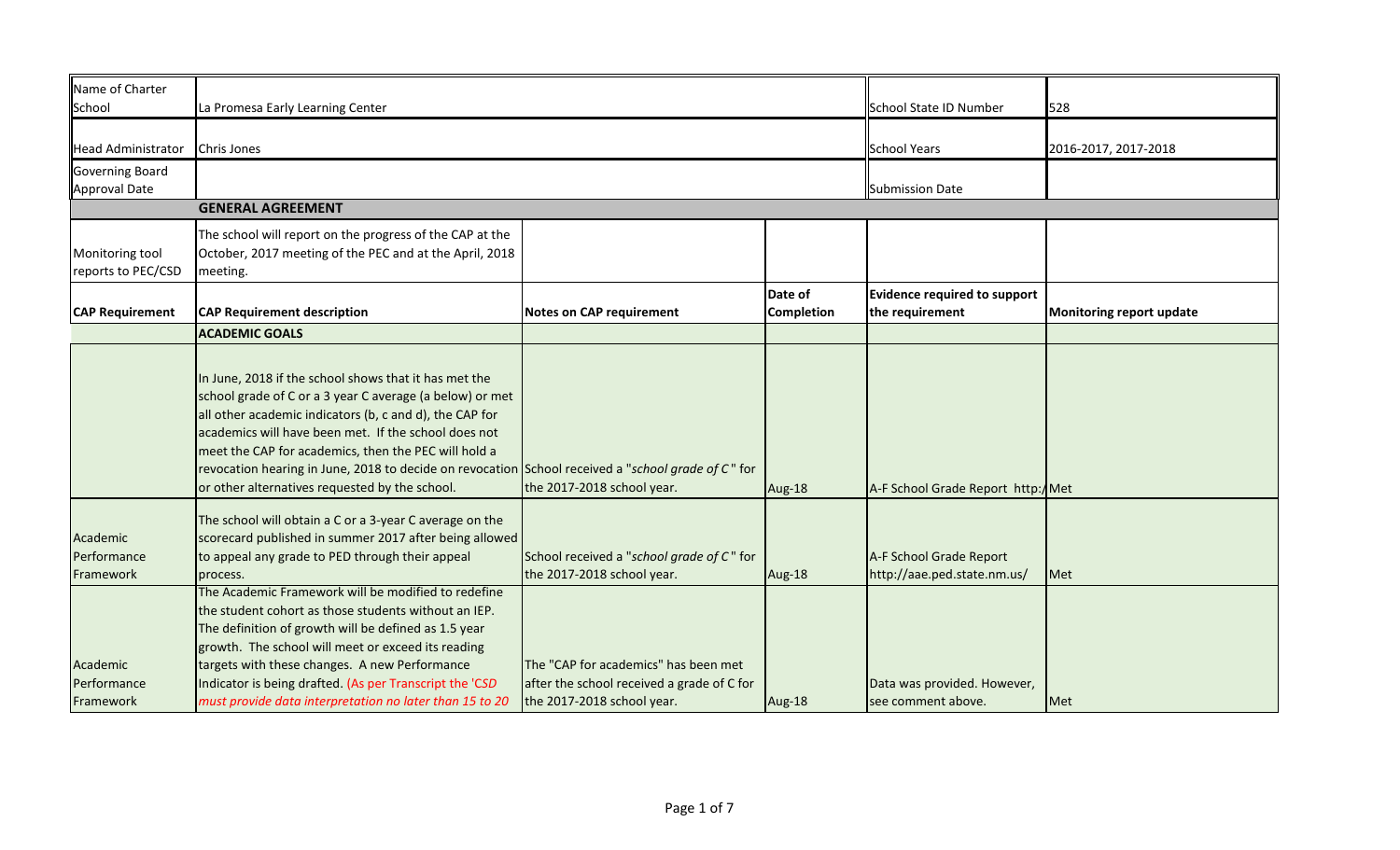| Name of Charter School | La Promesa Early Learning Center | | | School State ID Number | 528 |
|---|---|---|---|---|---|
| Head Administrator | Chris Jones | | | School Years | 2016-2017, 2017-2018 |
| Governing Board Approval Date | | | | Submission Date | |
| | **GENERAL AGREEMENT** | | | | |
| Monitoring tool reports to PEC/CSD | The school will report on the progress of the CAP at the October, 2017 meeting of the PEC and at the April, 2018 meeting. | | | | |
| **CAP Requirement** | **CAP Requirement description** | **Notes on CAP requirement** | **Date of Completion** | **Evidence required to support the requirement** | **Monitoring report update** |
| | **ACADEMIC GOALS** | | | | |
| | In June, 2018 if the school shows that it has met the school grade of C or a 3 year C average (a below) or met all other academic indicators (b, c and d), the CAP for academics will have been met. If the school does not meet the CAP for academics, then the PEC will hold a revocation hearing in June, 2018 to decide on revocation or other alternatives requested by the school. | School received a "*school grade of C*" for the 2017-2018 school year. | Aug-18 | A-F School Grade Report http:/ | Met |
| Academic Performance Framework | The school will obtain a C or a 3-year C average on the scorecard published in summer 2017 after being allowed to appeal any grade to PED through their appeal process. | School received a "*school grade of C*" for the 2017-2018 school year. | Aug-18 | A-F School Grade Report http://aae.ped.state.nm.us/ | Met |
| Academic Performance Framework | The Academic Framework will be modified to redefine the student cohort as those students without an IEP. The definition of growth will be defined as 1.5 year growth. The school will meet or exceed its reading targets with these changes. A new Performance Indicator is being drafted. (As per Transcript the '*CSD must provide data interpretation no later than 15 to 20* | The "CAP for academics" has been met after the school received a grade of C for the 2017-2018 school year. | Aug-18 | Data was provided. However, see comment above. | Met |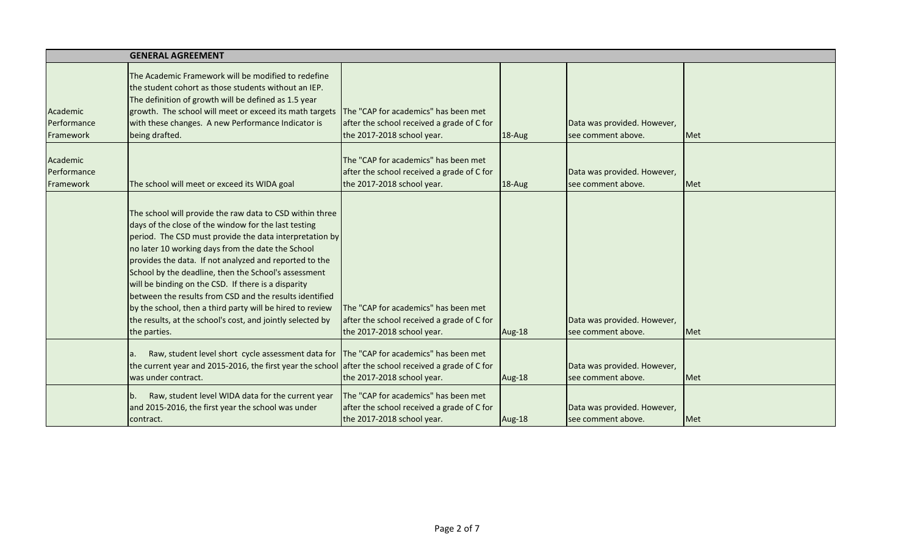| | GENERAL AGREEMENT | | | | |
|---|---|---|---|---|---|
| Academic Performance Framework | The Academic Framework will be modified to redefine the student cohort as those students without an IEP. The definition of growth will be defined as 1.5 year growth. The school will meet or exceed its math targets with these changes. A new Performance Indicator is being drafted. | The "CAP for academics" has been met after the school received a grade of C for the 2017-2018 school year. | 18-Aug | Data was provided. However, see comment above. | Met |
| Academic Performance Framework | The school will meet or exceed its WIDA goal | The "CAP for academics" has been met after the school received a grade of C for the 2017-2018 school year. | 18-Aug | Data was provided. However, see comment above. | Met |
| | The school will provide the raw data to CSD within three days of the close of the window for the last testing period. The CSD must provide the data interpretation by no later 10 working days from the date the School provides the data. If not analyzed and reported to the School by the deadline, then the School's assessment will be binding on the CSD. If there is a disparity between the results from CSD and the results identified by the school, then a third party will be hired to review the results, at the school's cost, and jointly selected by the parties. | The "CAP for academics" has been met after the school received a grade of C for the 2017-2018 school year. | Aug-18 | Data was provided. However, see comment above. | Met |
| | a. Raw, student level short cycle assessment data for the current year and 2015-2016, the first year the school was under contract. | The "CAP for academics" has been met after the school received a grade of C for the 2017-2018 school year. | Aug-18 | Data was provided. However, see comment above. | Met |
| | b. Raw, student level WIDA data for the current year and 2015-2016, the first year the school was under contract. | The "CAP for academics" has been met after the school received a grade of C for the 2017-2018 school year. | Aug-18 | Data was provided. However, see comment above. | Met |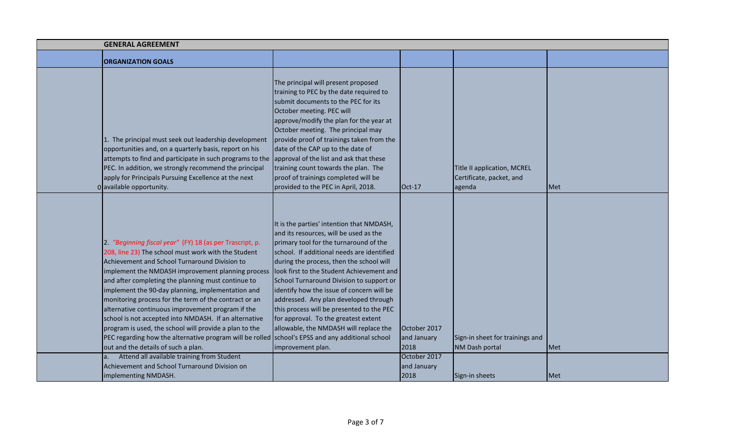| | GENERAL AGREEMENT | | | | |
|---|---|---|---|---|---|
| | **ORGANIZATION GOALS** | | | | |
| 0 | 1. The principal must seek out leadership development opportunities and, on a quarterly basis, report on his attempts to find and participate in such programs to the PEC. In addition, we strongly recommend the principal apply for Principals Pursuing Excellence at the next available opportunity. | The principal will present proposed training to PEC by the date required to submit documents to the PEC for its October meeting. PEC will approve/modify the plan for the year at October meeting. The principal may provide proof of trainings taken from the date of the CAP up to the date of approval of the list and ask that these training count towards the plan. The proof of trainings completed will be provided to the PEC in April, 2018. | Oct-17 | Title II application, MCREL Certificate, packet, and agenda | Met |
| | 2. *"Beginning fiscal year"* (FY) 18 (as per Trascript, p. 208, line 23) The school must work with the Student Achievement and School Turnaround Division to implement the NMDASH improvement planning process and after completing the planning must continue to implement the 90-day planning, implementation and monitoring process for the term of the contract or an alternative continuous improvement program if the school is not accepted into NMDASH. If an alternative program is used, the school will provide a plan to the PEC regarding how the alternative program will be rolled out and the details of such a plan. | It is the parties' intention that NMDASH, and its resources, will be used as the primary tool for the turnaround of the school. If additional needs are identified during the process, then the school will look first to the Student Achievement and School Turnaround Division to support or identify how the issue of concern will be addressed. Any plan developed through this process will be presented to the PEC for approval. To the greatest extent allowable, the NMDASH will replace the school's EPSS and any additional school improvement plan. | October 2017 and January 2018 | Sign-in sheet for trainings and NM Dash portal | Met |
| | a. Attend all available training from Student Achievement and School Turnaround Division on implementing NMDASH. | | October 2017 and January 2018 | Sign-in sheets | Met |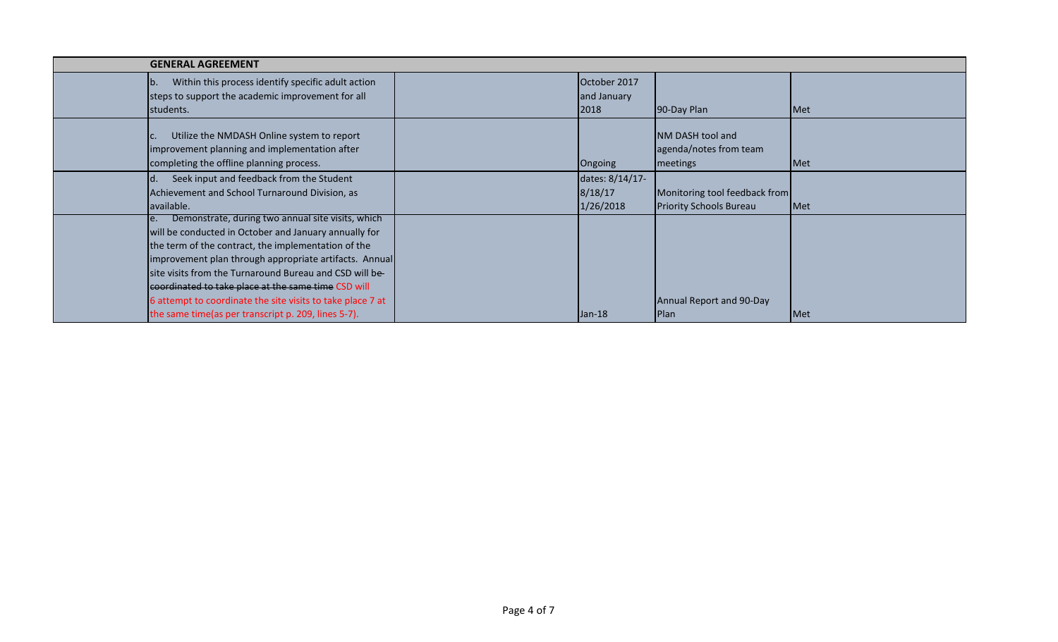| | GENERAL AGREEMENT | | | | |
|---|---|---|---|---|---|
| | b. Within this process identify specific adult action steps to support the academic improvement for all students. | | October 2017 and January 2018 | 90-Day Plan | Met |
| | c. Utilize the NMDASH Online system to report improvement planning and implementation after completing the offline planning process. | | Ongoing | NM DASH tool and agenda/notes from team meetings | Met |
| | d. Seek input and feedback from the Student Achievement and School Turnaround Division, as available. | | dates: 8/14/17-8/18/17 1/26/2018 | Monitoring tool feedback from Priority Schools Bureau | Met |
| | e. Demonstrate, during two annual site visits, which will be conducted in October and January annually for the term of the contract, the implementation of the improvement plan through appropriate artifacts. Annual site visits from the Turnaround Bureau and CSD will be ~~coordinated to take place at the same time~~ CSD will 6 attempt to coordinate the site visits to take place 7 at the same time(as per transcript p. 209, lines 5-7). | | Jan-18 | Annual Report and 90-Day Plan | Met |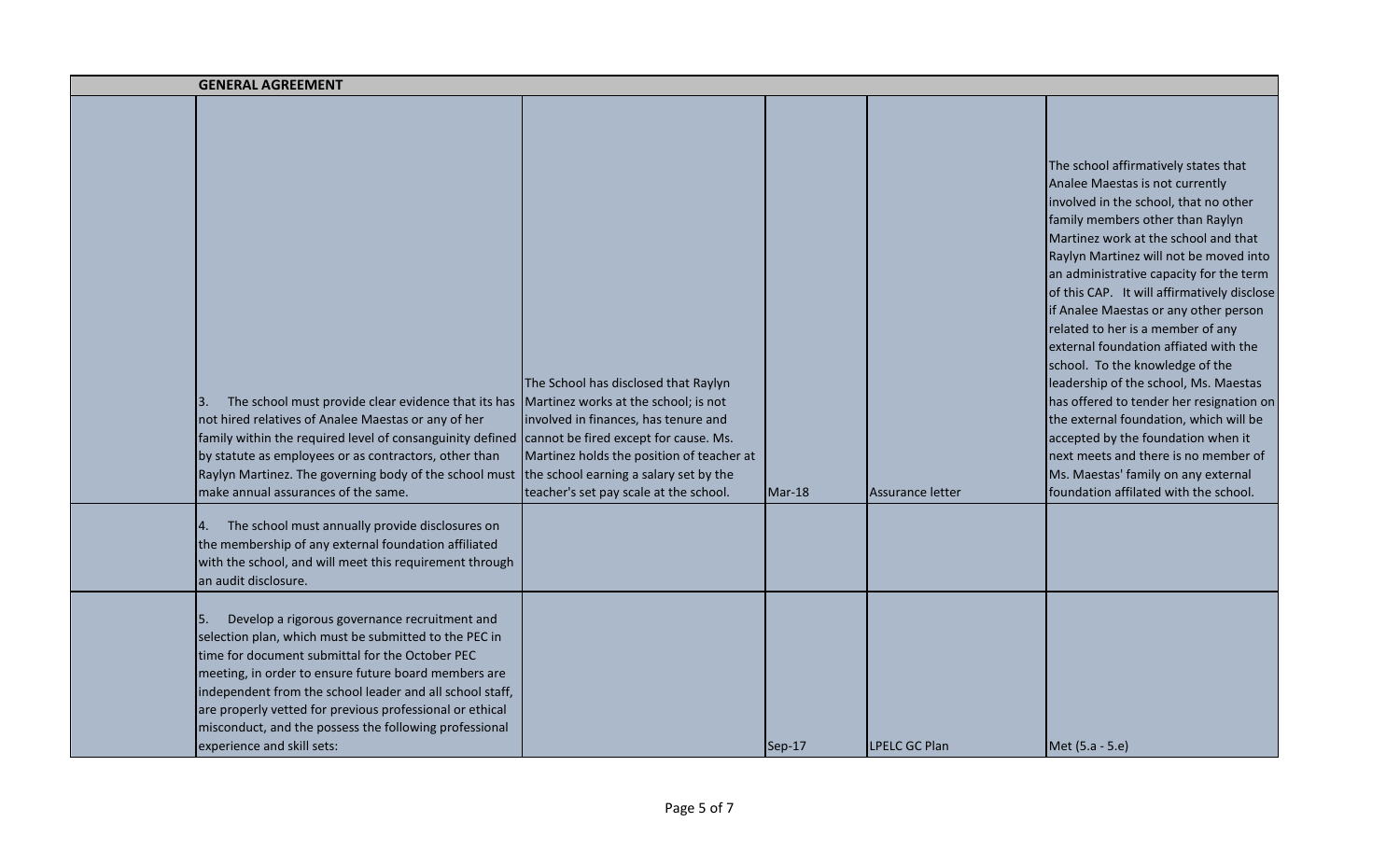| GENERAL AGREEMENT | | | | | |
|---|---|---|---|---|---|
| | 3. The school must provide clear evidence that its has not hired relatives of Analee Maestas or any of her family within the required level of consanguinity defined by statute as employees or as contractors, other than Raylyn Martinez. The governing body of the school must make annual assurances of the same. | The School has disclosed that Raylyn Martinez works at the school; is not involved in finances, has tenure and cannot be fired except for cause. Ms. Martinez holds the position of teacher at the school earning a salary set by the teacher's set pay scale at the school. | Mar-18 | Assurance letter | The school affirmatively states that Analee Maestas is not currently involved in the school, that no other family members other than Raylyn Martinez work at the school and that Raylyn Martinez will not be moved into an administrative capacity for the term of this CAP. It will affirmatively disclose if Analee Maestas or any other person related to her is a member of any external foundation affiated with the school. To the knowledge of the leadership of the school, Ms. Maestas has offered to tender her resignation on the external foundation, which will be accepted by the foundation when it next meets and there is no member of Ms. Maestas' family on any external foundation affilated with the school. |
| | 4. The school must annually provide disclosures on the membership of any external foundation affiliated with the school, and will meet this requirement through an audit disclosure. | | | | |
| | 5. Develop a rigorous governance recruitment and selection plan, which must be submitted to the PEC in time for document submittal for the October PEC meeting, in order to ensure future board members are independent from the school leader and all school staff, are properly vetted for previous professional or ethical misconduct, and the possess the following professional experience and skill sets: | | Sep-17 | LPELC GC Plan | Met (5.a - 5.e) |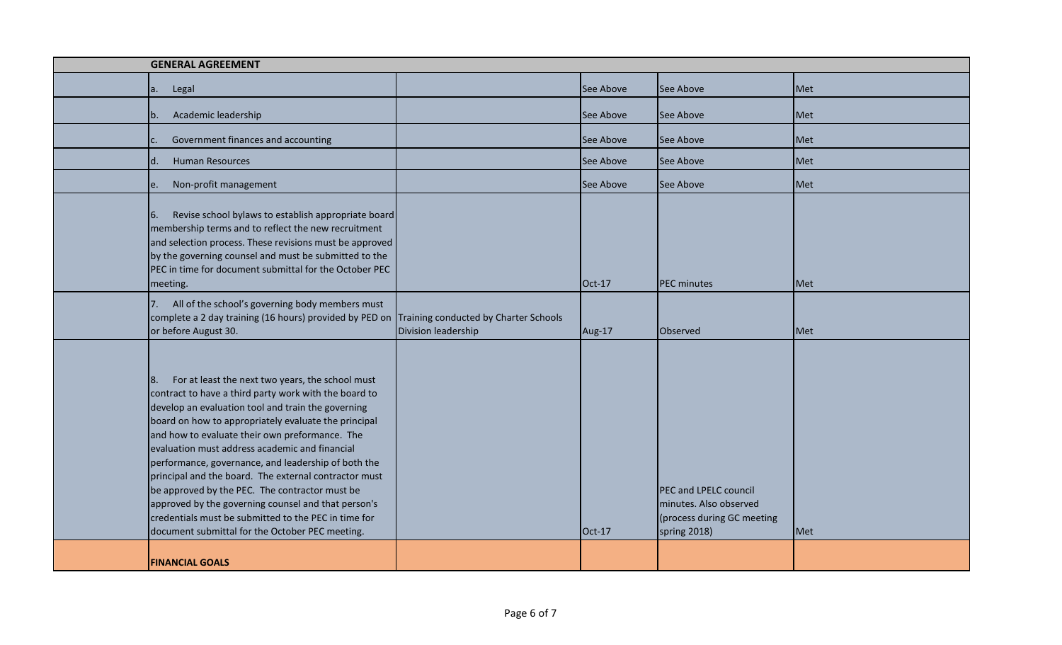| | GENERAL AGREEMENT | | | | |
|---|---|---|---|---|---|
| | a. Legal | | See Above | See Above | Met |
| | b. Academic leadership | | See Above | See Above | Met |
| | c. Government finances and accounting | | See Above | See Above | Met |
| | d. Human Resources | | See Above | See Above | Met |
| | e. Non-profit management | | See Above | See Above | Met |
| | 6. Revise school bylaws to establish appropriate board membership terms and to reflect the new recruitment and selection process. These revisions must be approved by the governing counsel and must be submitted to the PEC in time for document submittal for the October PEC meeting. | | Oct-17 | PEC minutes | Met |
| | 7. All of the school's governing body members must complete a 2 day training (16 hours) provided by PED on or before August 30. | Training conducted by Charter Schools Division leadership | Aug-17 | Observed | Met |
| | 8. For at least the next two years, the school must contract to have a third party work with the board to develop an evaluation tool and train the governing board on how to appropriately evaluate the principal and how to evaluate their own preformance. The evaluation must address academic and financial performance, governance, and leadership of both the principal and the board. The external contractor must be approved by the PEC. The contractor must be approved by the governing counsel and that person's credentials must be submitted to the PEC in time for document submittal for the October PEC meeting. | | Oct-17 | PEC and LPELC council minutes. Also observed (process during GC meeting spring 2018) | Met |
| | **FINANCIAL GOALS** | | | | |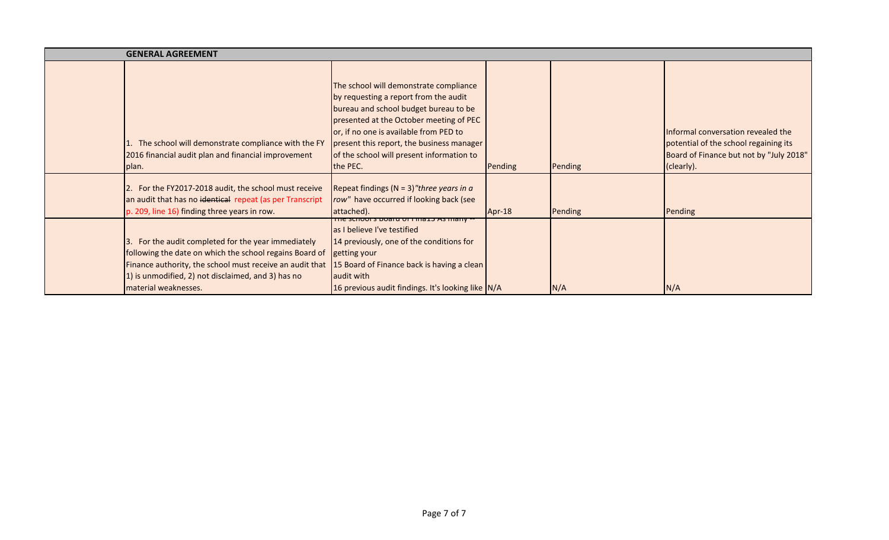| GENERAL AGREEMENT | | | | | |
|---|---|---|---|---|---|
| | 1. The school will demonstrate compliance with the FY 2016 financial audit plan and financial improvement plan. | The school will demonstrate compliance by requesting a report from the audit bureau and school budget bureau to be presented at the October meeting of PEC or, if no one is available from PED to present this report, the business manager of the school will present information to the PEC. | Pending | Pending | Informal conversation revealed the potential of the school regaining its Board of Finance but not by "July 2018" (clearly). |
| | 2. For the FY2017-2018 audit, the school must receive an audit that has no ~~identical~~ repeat (as per Transcript p. 209, line 16) finding three years in row. | Repeat findings (N = 3) *"three years in a row"* have occurred if looking back (see attached). | Apr-18 | Pending | Pending |
| | 3. For the audit completed for the year immediately following the date on which the school regains Board of Finance authority, the school must receive an audit that 1) is unmodified, 2) not disclaimed, and 3) has no material weaknesses. | The school's Board of Fina13 As many -- as I believe I've testified 14 previously, one of the conditions for getting your 15 Board of Finance back is having a clean audit with 16 previous audit findings. It's looking like | N/A | N/A | N/A |